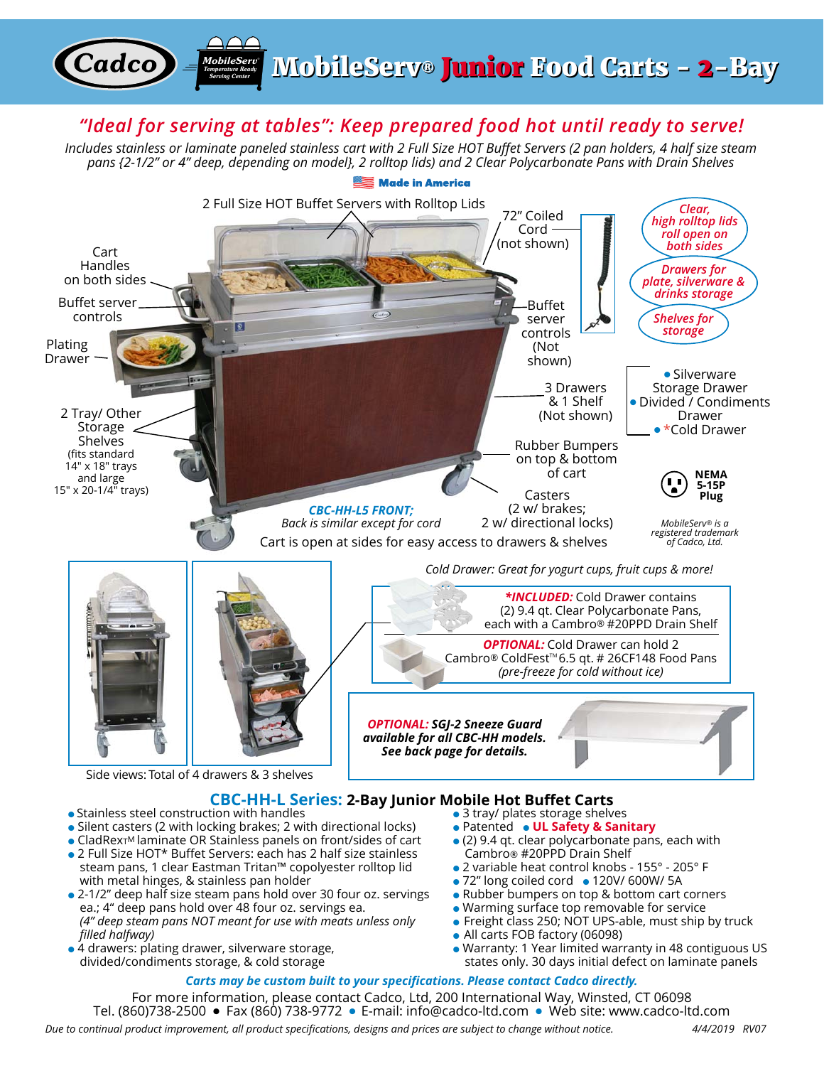# Cadco MobileServ® Junior Food Carts – 2-Bay

## *"Ideal for serving at tables": Keep prepared food hot until ready to serve!*

*Includes stainless or laminate paneled stainless cart with 2 Full Size HOT Buffet Servers (2 pan holders, 4 half size steam pans {2-1/2" or 4" deep, depending on model}, 2 rolltop lids) and 2 Clear Polycarbonate Pans with Drain Shelves*

**Made in America**

2 Full Size HOT Buffet Servers with Rolltop Lids

72" Coiled Cord (not shown)

Cart Handles on both sides

Buffet server controls

Plating Drawer

Buffet server controls (Not shown)

3 Drawers & 1 Shelf (Not shown)

2 Tray/ Other Storage Shelves (fits standard 14" x 18" trays and large 15" x 20-1/4" trays)

Rubber Bumpers on top & bottom of cart

Casters (2 w/ brakes; 2 w/ directional locks)

***CBC-HH-L5 FRONT;*** *Back is similar except for cord*

Cart is open at sides for easy access to drawers & shelves

*Clear, high rolltop lids roll open on both sides*

*Drawers for plate, silverware & drinks storage*

*Shelves for storage*

- Silverware Storage Drawer
- Divided / Condiments Drawer
- *Cold Drawer

**NEMA 5-15P Plug**

*MobileServ® is a registered trademark of Cadco, Ltd.*

*Cold Drawer: Great for yogurt cups, fruit cups & more!*

***INCLUDED:** Cold Drawer contains (2) 9.4 qt. Clear Polycarbonate Pans, each with a Cambro® #20PPD Drain Shelf

***OPTIONAL:*** Cold Drawer can hold 2 Cambro® ColdFest™ 6.5 qt. # 26CF148 Food Pans *(pre-freeze for cold without ice)*

***OPTIONAL:* SGJ-2 Sneeze Guard available for all CBC-HH models. See back page for details.**

Side views: Total of 4 drawers & 3 shelves

## CBC-HH-L Series: 2-Bay Junior Mobile Hot Buffet Carts

- Stainless steel construction with handles
- Silent casters (2 with locking brakes; 2 with directional locks)
- CladRex™ laminate OR Stainless panels on front/sides of cart
- 2 Full Size HOT* Buffet Servers: each has 2 half size stainless steam pans, 1 clear Eastman Tritan™ copolyester rolltop lid with metal hinges, & stainless pan holder
- 2-1/2" deep half size steam pans hold over 30 four oz. servings ea.; 4" deep pans hold over 48 four oz. servings ea. *(4" deep steam pans NOT meant for use with meats unless only filled halfway)*
- 4 drawers: plating drawer, silverware storage, divided/condiments storage, & cold storage
- 3 tray/ plates storage shelves
- Patented • **UL Safety & Sanitary**
- (2) 9.4 qt. clear polycarbonate pans, each with Cambro® #20PPD Drain Shelf
- 2 variable heat control knobs - 155° - 205° F
- 72" long coiled cord • 120V/ 600W/ 5A
- Rubber bumpers on top & bottom cart corners
- Warming surface top removable for service
- Freight class 250; NOT UPS-able, must ship by truck
- All carts FOB factory (06098)
- Warranty: 1 Year limited warranty in 48 contiguous US states only. 30 days initial defect on laminate panels

***Carts may be custom built to your specifications. Please contact Cadco directly.***

For more information, please contact Cadco, Ltd, 200 International Way, Winsted, CT 06098
Tel. (860)738-2500 • Fax (860) 738-9772 • E-mail: info@cadco-ltd.com • Web site: www.cadco-ltd.com

*Due to continual product improvement, all product specifications, designs and prices are subject to change without notice.* 4/4/2019 RV07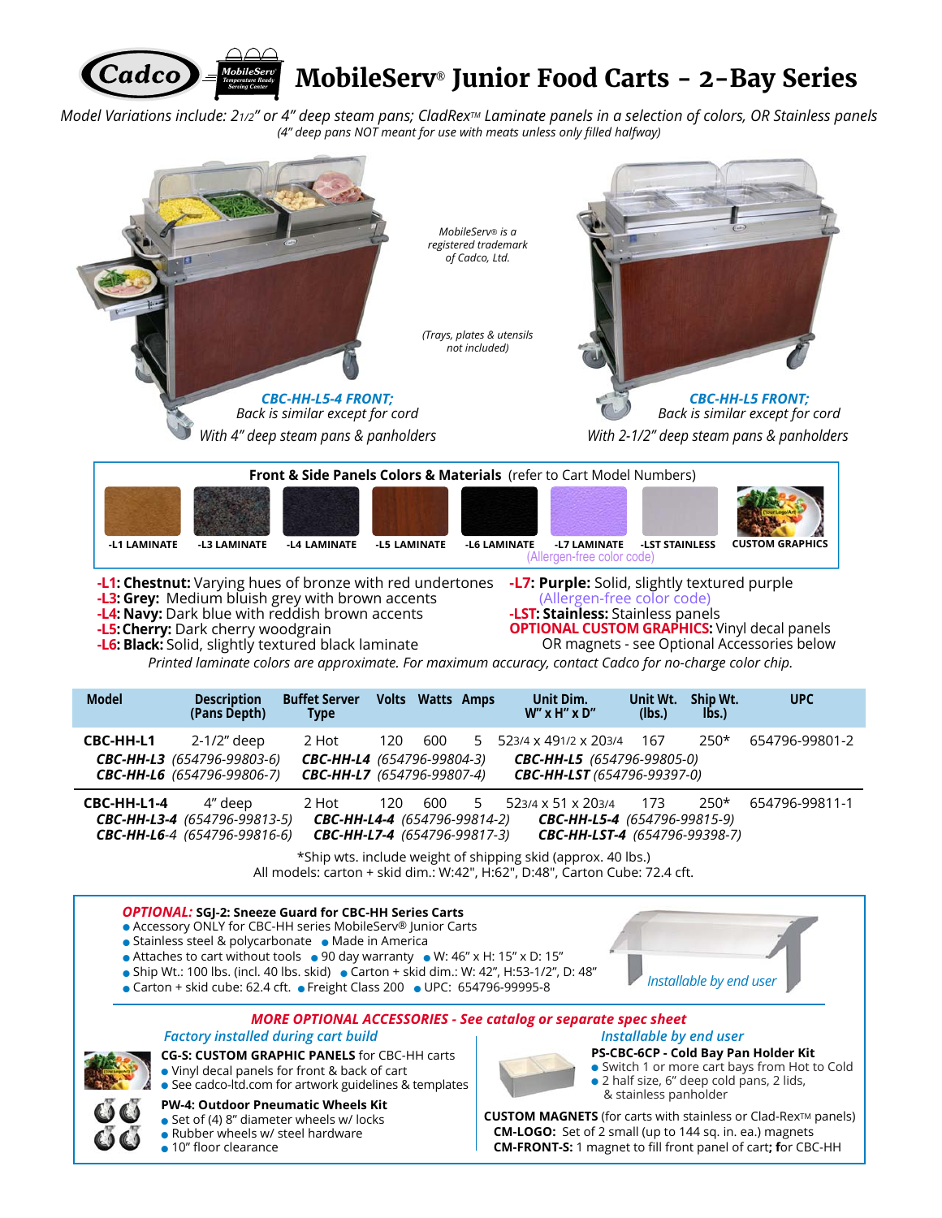# MobileServ® Junior Food Carts - 2-Bay Series

*Model Variations include: 2-1/2" or 4" deep steam pans; CladRex™ Laminate panels in a selection of colors, OR Stainless panels*
*(4" deep pans NOT meant for use with meats unless only filled halfway)*

*MobileServ® is a registered trademark of Cadco, Ltd.*

*(Trays, plates & utensils not included)*

***CBC-HH-L5-4 FRONT;***
*Back is similar except for cord*
*With 4" deep steam pans & panholders*

***CBC-HH-L5 FRONT;***
*Back is similar except for cord*
*With 2-1/2" deep steam pans & panholders*

**Front & Side Panels Colors & Materials** (refer to Cart Model Numbers)

-L1 LAMINATE | -L3 LAMINATE | -L4 LAMINATE | -L5 LAMINATE | -L6 LAMINATE | -L7 LAMINATE (Allergen-free color code) | -LST STAINLESS | CUSTOM GRAPHICS

- **-L1: Chestnut:** Varying hues of bronze with red undertones
- **-L3: Grey:** Medium bluish grey with brown accents
- **-L4: Navy:** Dark blue with reddish brown accents
- **-L5: Cherry:** Dark cherry woodgrain
- **-L6: Black:** Solid, slightly textured black laminate
- **-L7: Purple:** Solid, slightly textured purple (Allergen-free color code)
- **-LST: Stainless:** Stainless panels
- **OPTIONAL CUSTOM GRAPHICS:** Vinyl decal panels OR magnets - see Optional Accessories below

*Printed laminate colors are approximate. For maximum accuracy, contact Cadco for no-charge color chip.*

| Model | Description (Pans Depth) | Buffet Server Type | Volts | Watts | Amps | Unit Dim. W" x H" x D" | Unit Wt. (lbs.) | Ship Wt. lbs.) | UPC |
|---|---|---|---|---|---|---|---|---|---|
| CBC-HH-L1 | 2-1/2" deep | 2 Hot | 120 | 600 | 5 | 52 3/4 x 49 1/2 x 20 3/4 | 167 | 250* | 654796-99801-2 |
| ***CBC-HH-L3*** *(654796-99803-6)* ***CBC-HH-L6*** *(654796-99806-7)* | | ***CBC-HH-L4*** *(654796-99804-3)* ***CBC-HH-L7*** *(654796-99807-4)* | | | | ***CBC-HH-L5*** *(654796-99805-0)* ***CBC-HH-LST*** *(654796-99397-0)* | | | |
| CBC-HH-L1-4 | 4" deep | 2 Hot | 120 | 600 | 5 | 52 3/4 x 51 x 20 3/4 | 173 | 250* | 654796-99811-1 |
| ***CBC-HH-L3-4*** *(654796-99813-5)* ***CBC-HH-L6-4*** *(654796-99816-6)* | | ***CBC-HH-L4-4*** *(654796-99814-2)* ***CBC-HH-L7-4*** *(654796-99817-3)* | | | | ***CBC-HH-L5-4*** *(654796-99815-9)* ***CBC-HH-LST-4*** *(654796-99398-7)* | | | |

*Ship wts. include weight of shipping skid (approx. 40 lbs.)
All models: carton + skid dim.: W:42", H:62", D:48", Carton Cube: 72.4 cft.

***OPTIONAL:*** **SGJ-2: Sneeze Guard for CBC-HH Series Carts**

- Accessory ONLY for CBC-HH series MobileServ® Junior Carts
- Stainless steel & polycarbonate
- Made in America
- Attaches to cart without tools
- 90 day warranty
- W: 46" x H: 15" x D: 15"
- Ship Wt.: 100 lbs. (incl. 40 lbs. skid)
- Carton + skid dim.: W: 42", H:53-1/2", D: 48"
- Carton + skid cube: 62.4 cft.
- Freight Class 200
- UPC: 654796-99995-8

*Installable by end user*

***MORE OPTIONAL ACCESSORIES - See catalog or separate spec sheet***

*Factory installed during cart build*

**CG-S: CUSTOM GRAPHIC PANELS** for CBC-HH carts
- Vinyl decal panels for front & back of cart
- See cadco-ltd.com for artwork guidelines & templates

**PW-4: Outdoor Pneumatic Wheels Kit**
- Set of (4) 8" diameter wheels w/ locks
- Rubber wheels w/ steel hardware
- 10" floor clearance

*Installable by end user*

**PS-CBC-6CP - Cold Bay Pan Holder Kit**
- Switch 1 or more cart bays from Hot to Cold
- 2 half size, 6" deep cold pans, 2 lids, & stainless panholder

**CUSTOM MAGNETS** (for carts with stainless or Clad-Rex™ panels)
**CM-LOGO:** Set of 2 small (up to 144 sq. in. ea.) magnets
**CM-FRONT-S:** 1 magnet to fill front panel of cart**; f**or CBC-HH